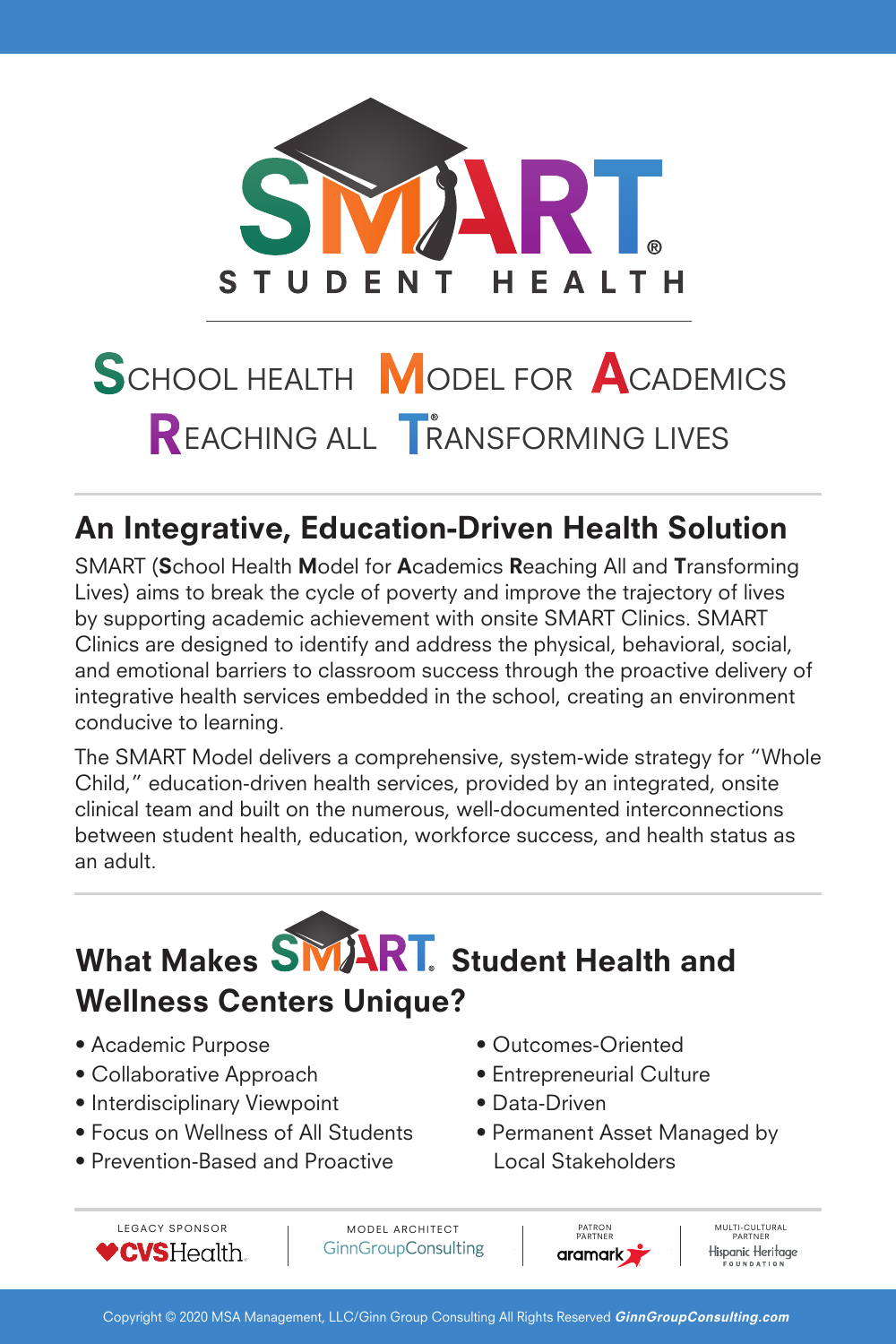# SMART® STUDENT HEALTH

**S**CHOOL HEALTH **M**ODEL FOR **A**CADEMICS
**R**EACHING ALL **T**®RANSFORMING LIVES

## An Integrative, Education-Driven Health Solution

SMART (**S**chool Health **M**odel for **A**cademics **R**eaching All and **T**ransforming Lives) aims to break the cycle of poverty and improve the trajectory of lives by supporting academic achievement with onsite SMART Clinics. SMART Clinics are designed to identify and address the physical, behavioral, social, and emotional barriers to classroom success through the proactive delivery of integrative health services embedded in the school, creating an environment conducive to learning.

The SMART Model delivers a comprehensive, system-wide strategy for "Whole Child," education-driven health services, provided by an integrated, onsite clinical team and built on the numerous, well-documented interconnections between student health, education, workforce success, and health status as an adult.

## What Makes SMART® Student Health and Wellness Centers Unique?

- Academic Purpose
- Collaborative Approach
- Interdisciplinary Viewpoint
- Focus on Wellness of All Students
- Prevention-Based and Proactive
- Outcomes-Oriented
- Entrepreneurial Culture
- Data-Driven
- Permanent Asset Managed by Local Stakeholders

LEGACY SPONSOR CVSHealth | MODEL ARCHITECT GinnGroupConsulting | PATRON PARTNER aramark | MULTI-CULTURAL PARTNER Hispanic Heritage FOUNDATION

Copyright © 2020 MSA Management, LLC/Ginn Group Consulting All Rights Reserved *GinnGroupConsulting.com*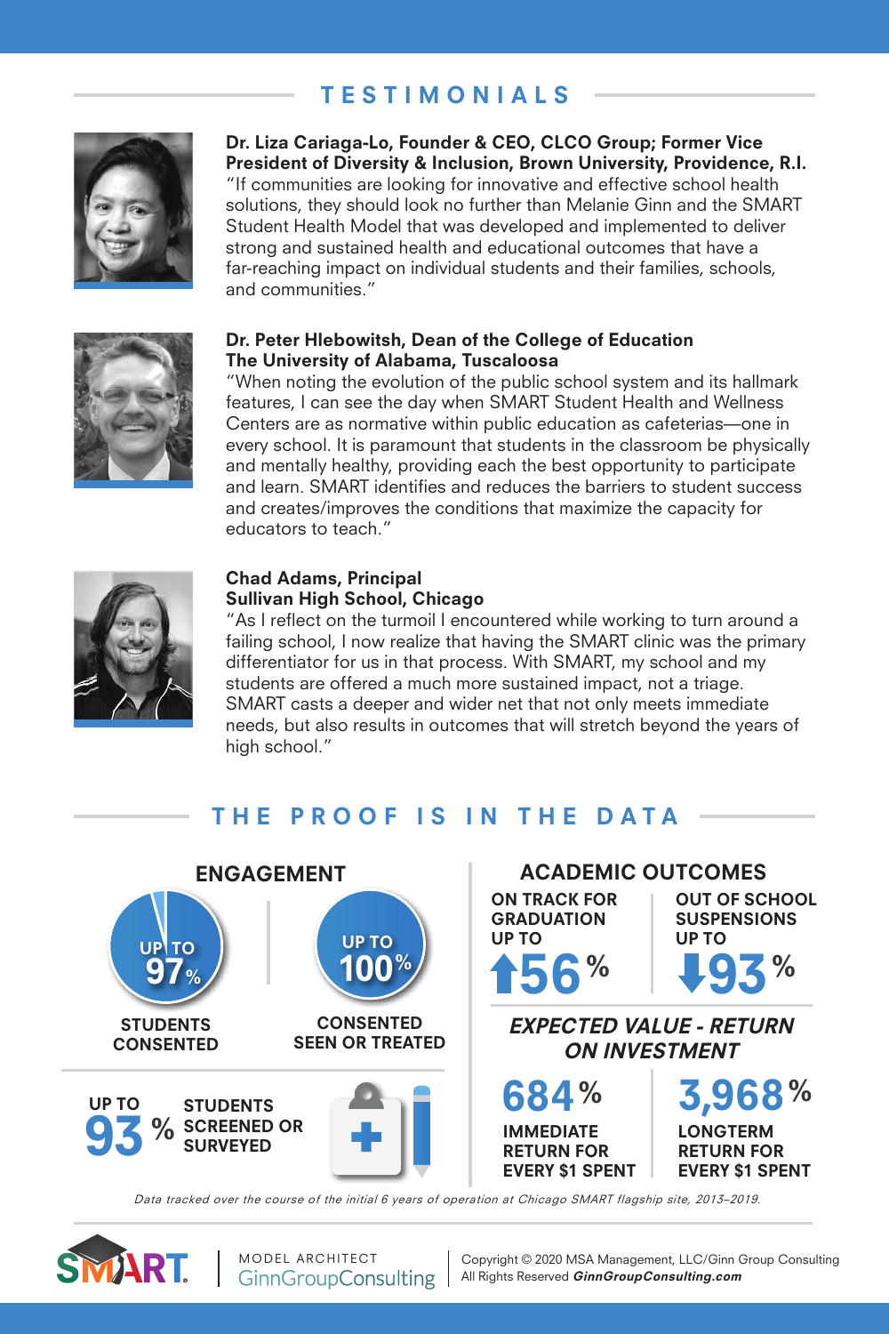## TESTIMONIALS

**Dr. Liza Cariaga-Lo, Founder & CEO, CLCO Group; Former Vice President of Diversity & Inclusion, Brown University, Providence, R.I.**

"If communities are looking for innovative and effective school health solutions, they should look no further than Melanie Ginn and the SMART Student Health Model that was developed and implemented to deliver strong and sustained health and educational outcomes that have a far-reaching impact on individual students and their families, schools, and communities."

**Dr. Peter Hlebowitsh, Dean of the College of Education**
**The University of Alabama, Tuscaloosa**

"When noting the evolution of the public school system and its hallmark features, I can see the day when SMART Student Health and Wellness Centers are as normative within public education as cafeterias—one in every school. It is paramount that students in the classroom be physically and mentally healthy, providing each the best opportunity to participate and learn. SMART identifies and reduces the barriers to student success and creates/improves the conditions that maximize the capacity for educators to teach."

**Chad Adams, Principal**
**Sullivan High School, Chicago**

"As I reflect on the turmoil I encountered while working to turn around a failing school, I now realize that having the SMART clinic was the primary differentiator for us in that process. With SMART, my school and my students are offered a much more sustained impact, not a triage. SMART casts a deeper and wider net that not only meets immediate needs, but also results in outcomes that will stretch beyond the years of high school."

## THE PROOF IS IN THE DATA

### ENGAGEMENT

UP TO 97%
STUDENTS CONSENTED

UP TO 100%
CONSENTED SEEN OR TREATED

UP TO 93% STUDENTS SCREENED OR SURVEYED

### ACADEMIC OUTCOMES

ON TRACK FOR GRADUATION UP TO
↑56%

OUT OF SCHOOL SUSPENSIONS UP TO
↓93%

### *EXPECTED VALUE - RETURN ON INVESTMENT*

684%
IMMEDIATE RETURN FOR EVERY $1 SPENT

3,968%
LONGTERM RETURN FOR EVERY $1 SPENT

*Data tracked over the course of the initial 6 years of operation at Chicago SMART flagship site, 2013–2019.*

SMART | MODEL ARCHITECT GinnGroupConsulting | Copyright © 2020 MSA Management, LLC/Ginn Group Consulting All Rights Reserved ***GinnGroupConsulting.com***